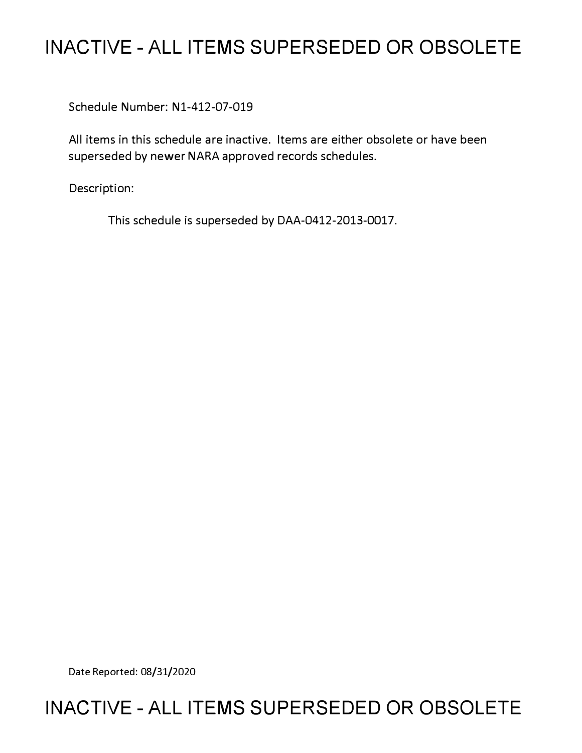# INACTIVE - ALL ITEMS SUPERSEDED OR OBSOLETE

Schedule Number: N1-412-07-019

All items in this schedule are inactive. Items are either obsolete or have been superseded by newer NARA approved records schedules.

Description:

This schedule is superseded by DAA-0412-2013-0017.

Date Reported: 08/31/2020

# INACTIVE - ALL ITEMS SUPERSEDED OR OBSOLETE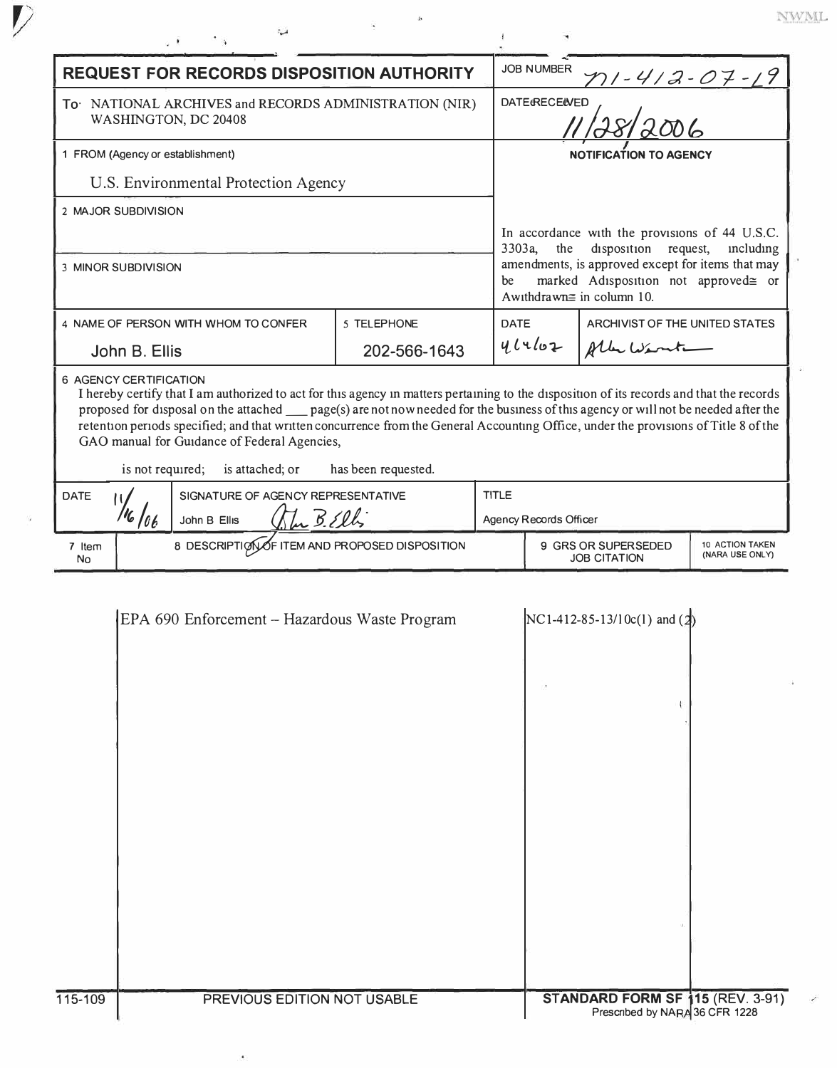| **REQUEST FOR RECORDS DISPOSITION AUTHORITY** | | JOB NUMBER N1-412-07-19 | |
|---|---|---|---|
| To: NATIONAL ARCHIVES and RECORDS ADMINISTRATION (NIR) WASHINGTON, DC 20408 | | DATE RECEIVED 11/28/2006 | |
| 1 FROM (Agency or establishment) U.S. Environmental Protection Agency | | **NOTIFICATION TO AGENCY** | |
| 2 MAJOR SUBDIVISION | | In accordance with the provisions of 44 U.S.C. 3303a, the disposition request, including amendments, is approved except for items that may be marked "disposition not approved" or "withdrawn" in column 10. | |
| 3 MINOR SUBDIVISION | | | |
| 4 NAME OF PERSON WITH WHOM TO CONFER John B. Ellis | 5 TELEPHONE 202-566-1643 | DATE 4/4/07 | ARCHIVIST OF THE UNITED STATES Allen Weinstein |

**6 AGENCY CERTIFICATION**

I hereby certify that I am authorized to act for this agency in matters pertaining to the disposition of its records and that the records proposed for disposal on the attached ___ page(s) are not now needed for the business of this agency or will not be needed after the retention periods specified; and that written concurrence from the General Accounting Office, under the provisions of Title 8 of the GAO manual for Guidance of Federal Agencies,

is not required; is attached; or has been requested.

| DATE | SIGNATURE OF AGENCY REPRESENTATIVE | TITLE |
|---|---|---|
| 11/16/06 | John B Ellis *John B. Ellis* | Agency Records Officer |

| 7 Item No | 8 DESCRIPTION OF ITEM AND PROPOSED DISPOSITION | 9 GRS OR SUPERSEDED JOB CITATION | 10 ACTION TAKEN (NARA USE ONLY) |
|---|---|---|---|
| | EPA 690 Enforcement – Hazardous Waste Program | NC1-412-85-13/10c(1) and (2) | |

115-109 PREVIOUS EDITION NOT USABLE **STANDARD FORM SF 115** (REV. 3-91) Prescribed by NARA 36 CFR 1228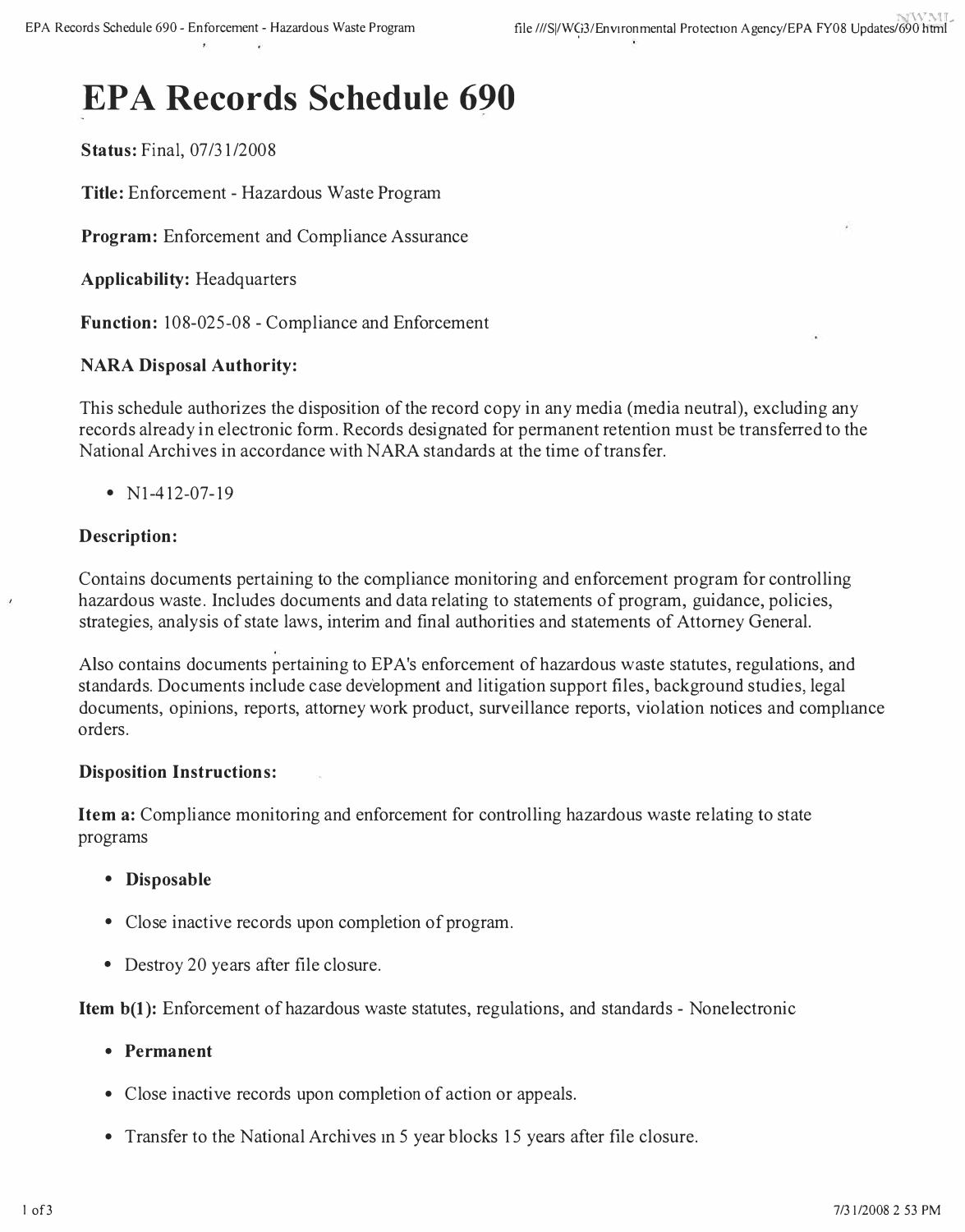# EPA Records Schedule 690

**Status:** Final, 07/31/2008

**Title:** Enforcement - Hazardous Waste Program

**Program:** Enforcement and Compliance Assurance

**Applicability:** Headquarters

**Function:** 108-025-08 - Compliance and Enforcement

**NARA Disposal Authority:**

This schedule authorizes the disposition of the record copy in any media (media neutral), excluding any records already in electronic form. Records designated for permanent retention must be transferred to the National Archives in accordance with NARA standards at the time of transfer.

- N1-412-07-19

**Description:**

Contains documents pertaining to the compliance monitoring and enforcement program for controlling hazardous waste. Includes documents and data relating to statements of program, guidance, policies, strategies, analysis of state laws, interim and final authorities and statements of Attorney General.

Also contains documents pertaining to EPA's enforcement of hazardous waste statutes, regulations, and standards. Documents include case development and litigation support files, background studies, legal documents, opinions, reports, attorney work product, surveillance reports, violation notices and compliance orders.

**Disposition Instructions:**

**Item a:** Compliance monitoring and enforcement for controlling hazardous waste relating to state programs

- **Disposable**
- Close inactive records upon completion of program.
- Destroy 20 years after file closure.

**Item b(1):** Enforcement of hazardous waste statutes, regulations, and standards - Nonelectronic

- **Permanent**
- Close inactive records upon completion of action or appeals.
- Transfer to the National Archives in 5 year blocks 15 years after file closure.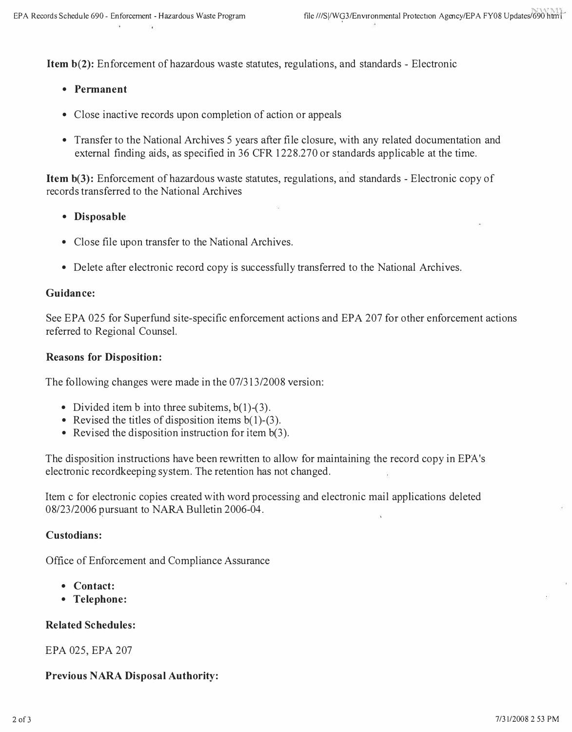**Item b(2):** Enforcement of hazardous waste statutes, regulations, and standards - Electronic

- **Permanent**
- Close inactive records upon completion of action or appeals
- Transfer to the National Archives 5 years after file closure, with any related documentation and external finding aids, as specified in 36 CFR 1228.270 or standards applicable at the time.

**Item b(3):** Enforcement of hazardous waste statutes, regulations, and standards - Electronic copy of records transferred to the National Archives

- **Disposable**
- Close file upon transfer to the National Archives.
- Delete after electronic record copy is successfully transferred to the National Archives.

**Guidance:**

See EPA 025 for Superfund site-specific enforcement actions and EPA 207 for other enforcement actions referred to Regional Counsel.

**Reasons for Disposition:**

The following changes were made in the 07/313/2008 version:

- Divided item b into three subitems, b(1)-(3).
- Revised the titles of disposition items b(1)-(3).
- Revised the disposition instruction for item b(3).

The disposition instructions have been rewritten to allow for maintaining the record copy in EPA's electronic recordkeeping system. The retention has not changed.

Item c for electronic copies created with word processing and electronic mail applications deleted 08/23/2006 pursuant to NARA Bulletin 2006-04.

**Custodians:**

Office of Enforcement and Compliance Assurance

- **Contact:**
- **Telephone:**

**Related Schedules:**

EPA 025, EPA 207

**Previous NARA Disposal Authority:**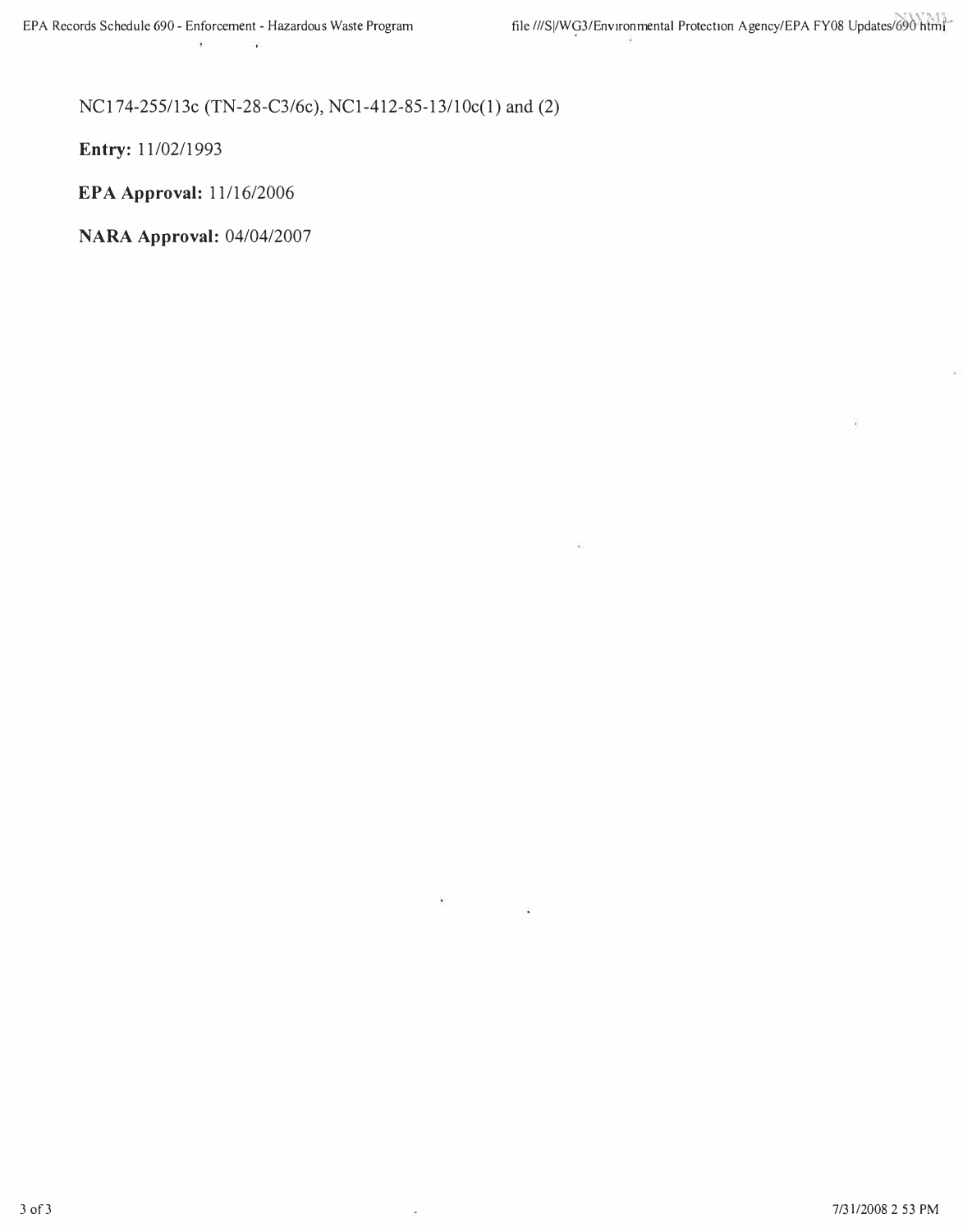NC174-255/13c (TN-28-C3/6c), NC1-412-85-13/10c(1) and (2)

**Entry:** 11/02/1993

**EPA Approval:** 11/16/2006

**NARA Approval:** 04/04/2007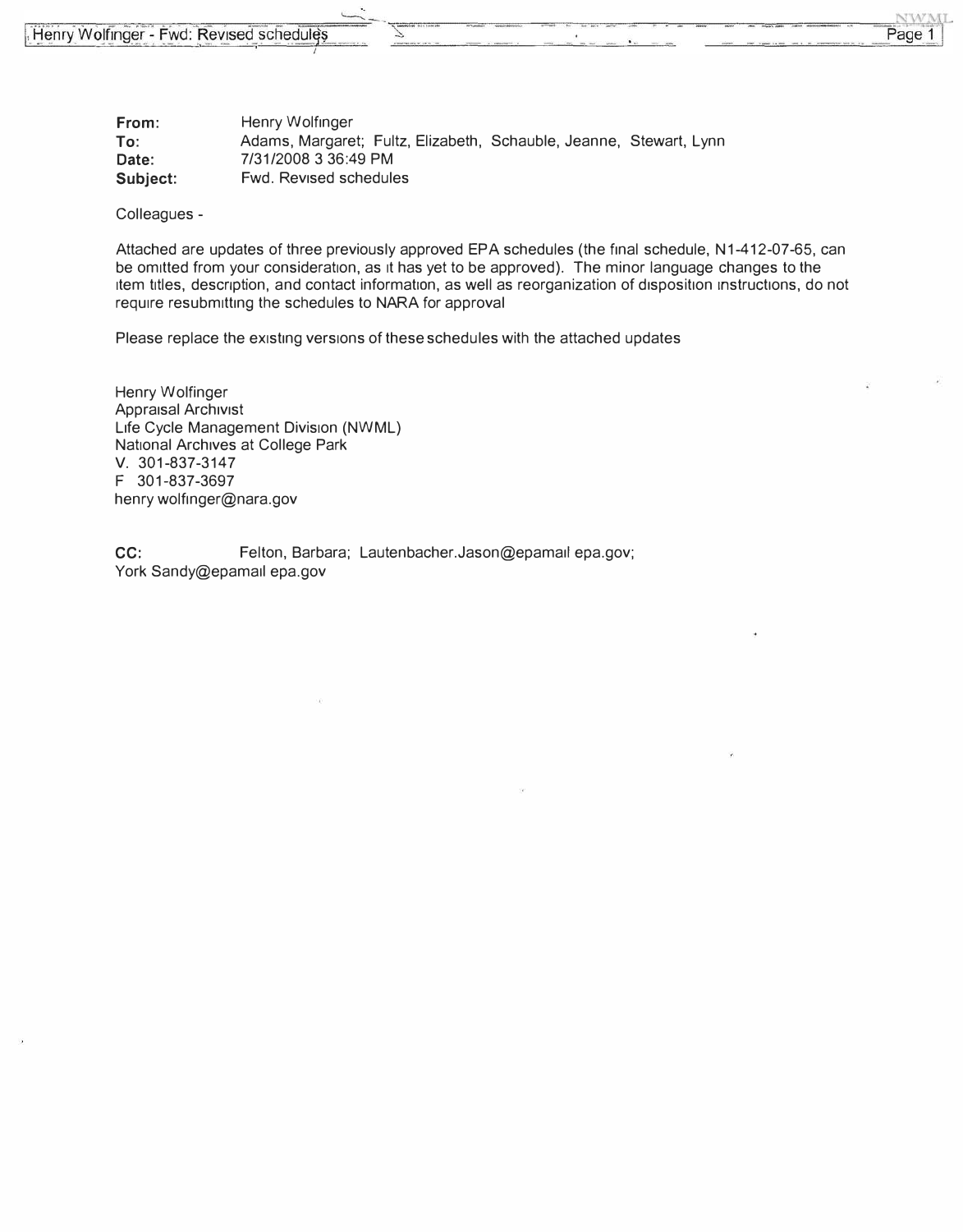| | |
|---|---|
| **From:** | Henry Wolfinger |
| **To:** | Adams, Margaret; Fultz, Elizabeth, Schauble, Jeanne, Stewart, Lynn |
| **Date:** | 7/31/2008 3 36:49 PM |
| **Subject:** | Fwd. Revised schedules |

Colleagues -

Attached are updates of three previously approved EPA schedules (the final schedule, N1-412-07-65, can be omitted from your consideration, as it has yet to be approved). The minor language changes to the item titles, description, and contact information, as well as reorganization of disposition instructions, do not require resubmitting the schedules to NARA for approval

Please replace the existing versions of these schedules with the attached updates

Henry Wolfinger
Appraisal Archivist
Life Cycle Management Division (NWML)
National Archives at College Park
V. 301-837-3147
F 301-837-3697
henry wolfinger@nara.gov

**CC:** Felton, Barbara; Lautenbacher.Jason@epamail epa.gov; York Sandy@epamail epa.gov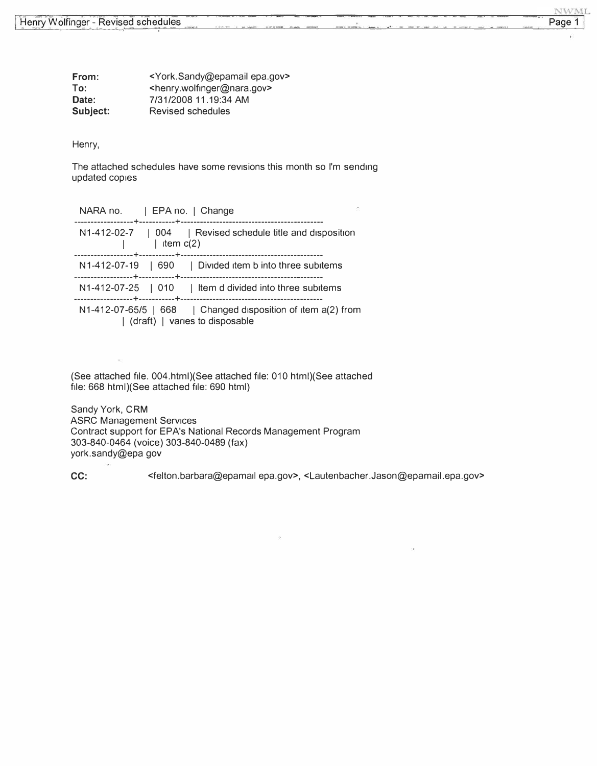**From:** <York.Sandy@epamail epa.gov>
**To:** <henry.wolfinger@nara.gov>
**Date:** 7/31/2008 11.19:34 AM
**Subject:** Revised schedules

Henry,

The attached schedules have some revisions this month so I'm sending updated copies

| NARA no. | EPA no. | Change |
|---|---|---|
| N1-412-02-7 | 004 | Revised schedule title and disposition item c(2) |
| N1-412-07-19 | 690 | Divided item b into three subitems |
| N1-412-07-25 | 010 | Item d divided into three subitems |
| N1-412-07-65/5 | 668 (draft) | Changed disposition of item a(2) from varies to disposable |

(See attached file. 004.html)(See attached file: 010 html)(See attached file: 668 html)(See attached file: 690 html)

Sandy York, CRM
ASRC Management Services
Contract support for EPA's National Records Management Program
303-840-0464 (voice) 303-840-0489 (fax)
york.sandy@epa gov

**CC:** <felton.barbara@epamail epa.gov>, <Lautenbacher.Jason@epamail.epa.gov>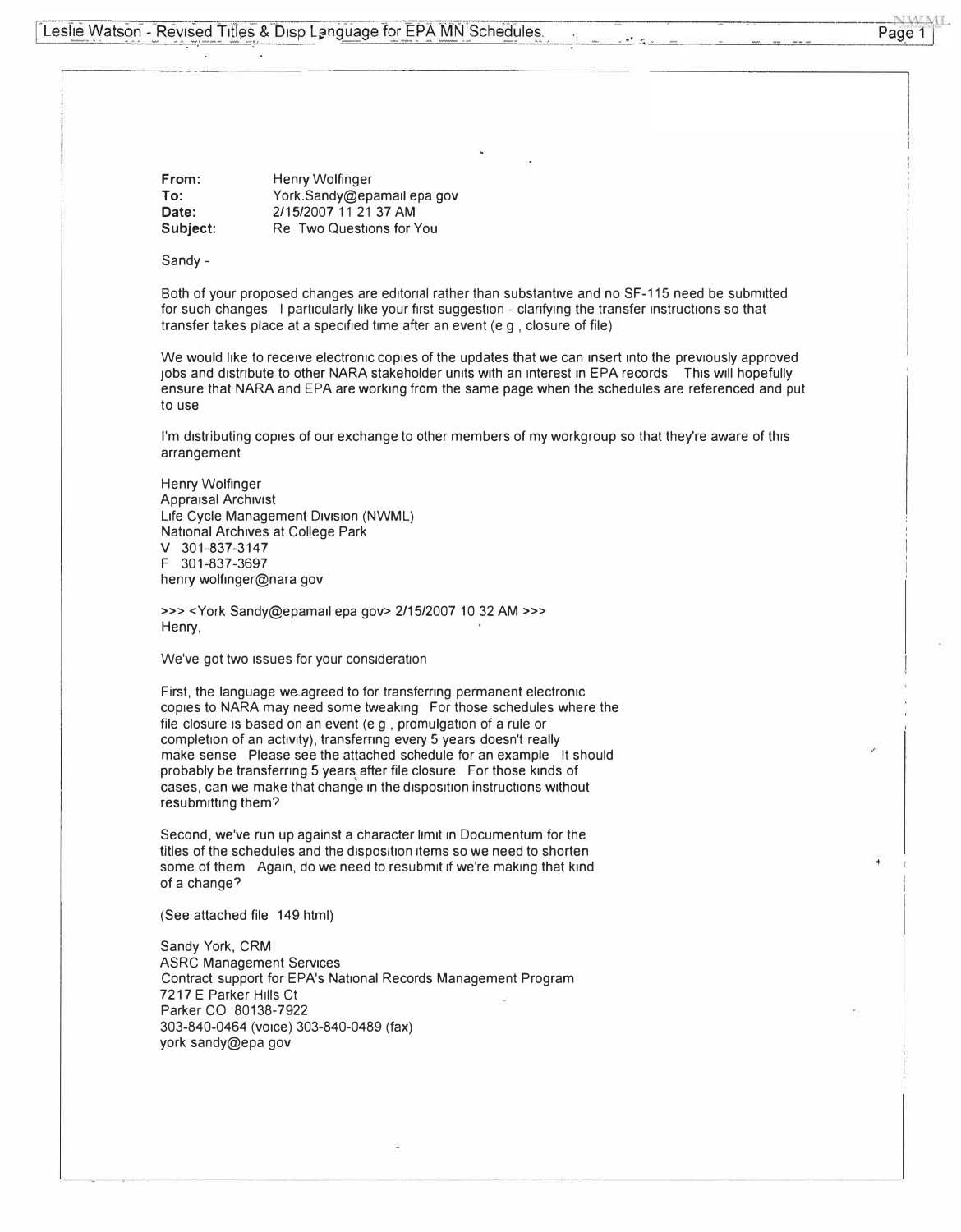**From:** Henry Wolfinger
**To:** York.Sandy@epamail epa gov
**Date:** 2/15/2007 11 21 37 AM
**Subject:** Re Two Questions for You

Sandy -

Both of your proposed changes are editorial rather than substantive and no SF-115 need be submitted for such changes I particularly like your first suggestion - clarifying the transfer instructions so that transfer takes place at a specified time after an event (e g , closure of file)

We would like to receive electronic copies of the updates that we can insert into the previously approved jobs and distribute to other NARA stakeholder units with an interest in EPA records This will hopefully ensure that NARA and EPA are working from the same page when the schedules are referenced and put to use

I'm distributing copies of our exchange to other members of my workgroup so that they're aware of this arrangement

Henry Wolfinger
Appraisal Archivist
Life Cycle Management Division (NWML)
National Archives at College Park
V 301-837-3147
F 301-837-3697
henry wolfinger@nara gov

>>> <York Sandy@epamail epa gov> 2/15/2007 10 32 AM >>>
Henry,

We've got two issues for your consideration

First, the language we agreed to for transferring permanent electronic copies to NARA may need some tweaking For those schedules where the file closure is based on an event (e g , promulgation of a rule or completion of an activity), transferring every 5 years doesn't really make sense Please see the attached schedule for an example It should probably be transferring 5 years after file closure For those kinds of cases, can we make that change in the disposition instructions without resubmitting them?

Second, we've run up against a character limit in Documentum for the titles of the schedules and the disposition items so we need to shorten some of them Again, do we need to resubmit if we're making that kind of a change?

(See attached file 149 html)

Sandy York, CRM
ASRC Management Services
Contract support for EPA's National Records Management Program
7217 E Parker Hills Ct
Parker CO 80138-7922
303-840-0464 (voice) 303-840-0489 (fax)
york sandy@epa gov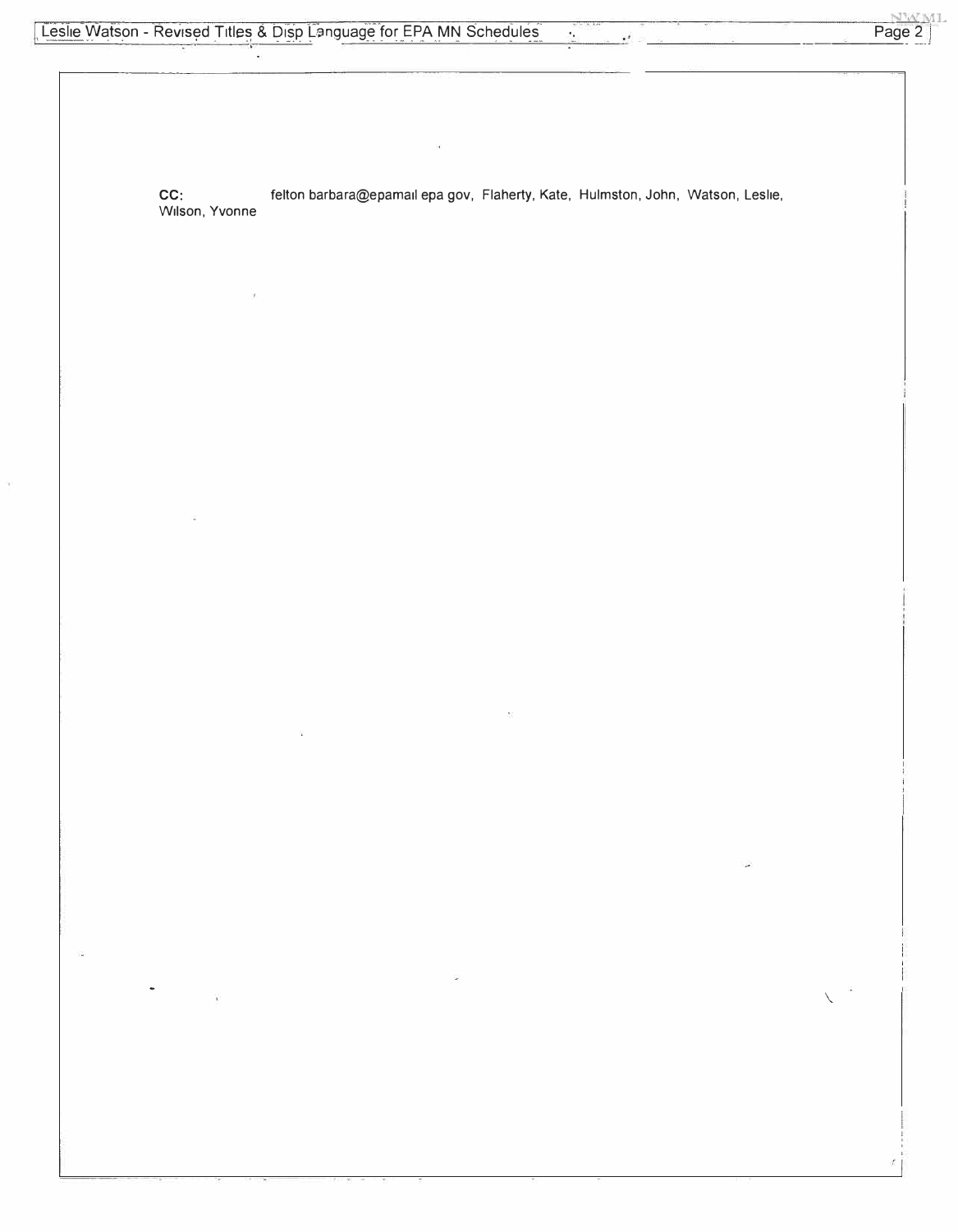**CC:** felton barbara@epamail epa gov, Flaherty, Kate, Hulmston, John, Watson, Leslie, Wilson, Yvonne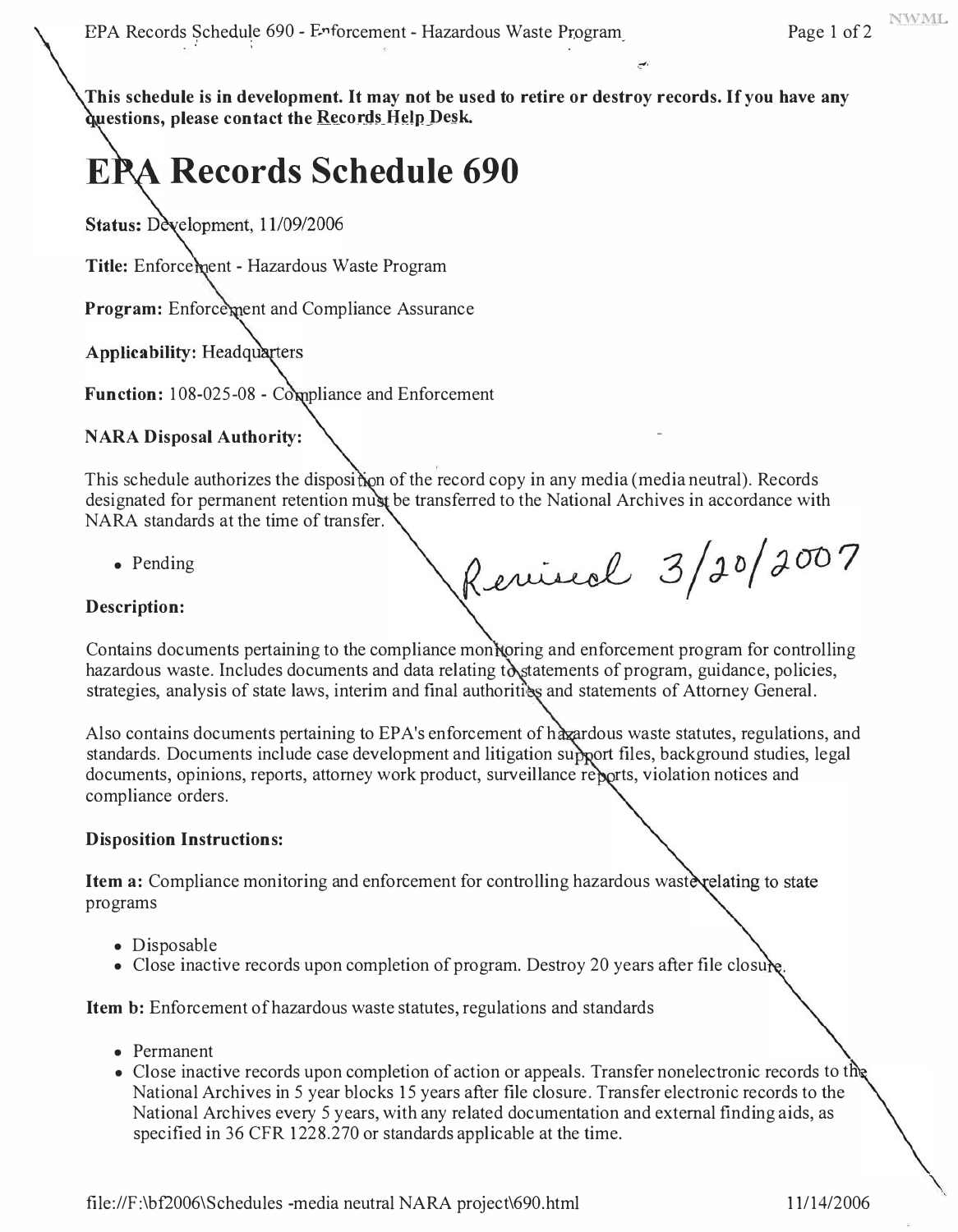This schedule is in development. It may not be used to retire or destroy records. If you have any questions, please contact the Records Help Desk.

# EPA Records Schedule 690

**Status:** Development, 11/09/2006

**Title:** Enforcement - Hazardous Waste Program

**Program:** Enforcement and Compliance Assurance

**Applicability:** Headquarters

**Function:** 108-025-08 - Compliance and Enforcement

**NARA Disposal Authority:**

This schedule authorizes the disposition of the record copy in any media (media neutral). Records designated for permanent retention must be transferred to the National Archives in accordance with NARA standards at the time of transfer.

- Pending

Revised 3/20/2007

**Description:**

Contains documents pertaining to the compliance monitoring and enforcement program for controlling hazardous waste. Includes documents and data relating to statements of program, guidance, policies, strategies, analysis of state laws, interim and final authorities and statements of Attorney General.

Also contains documents pertaining to EPA's enforcement of hazardous waste statutes, regulations, and standards. Documents include case development and litigation support files, background studies, legal documents, opinions, reports, attorney work product, surveillance reports, violation notices and compliance orders.

**Disposition Instructions:**

**Item a:** Compliance monitoring and enforcement for controlling hazardous waste relating to state programs

- Disposable
- Close inactive records upon completion of program. Destroy 20 years after file closure.

**Item b:** Enforcement of hazardous waste statutes, regulations and standards

- Permanent
- Close inactive records upon completion of action or appeals. Transfer nonelectronic records to the National Archives in 5 year blocks 15 years after file closure. Transfer electronic records to the National Archives every 5 years, with any related documentation and external finding aids, as specified in 36 CFR 1228.270 or standards applicable at the time.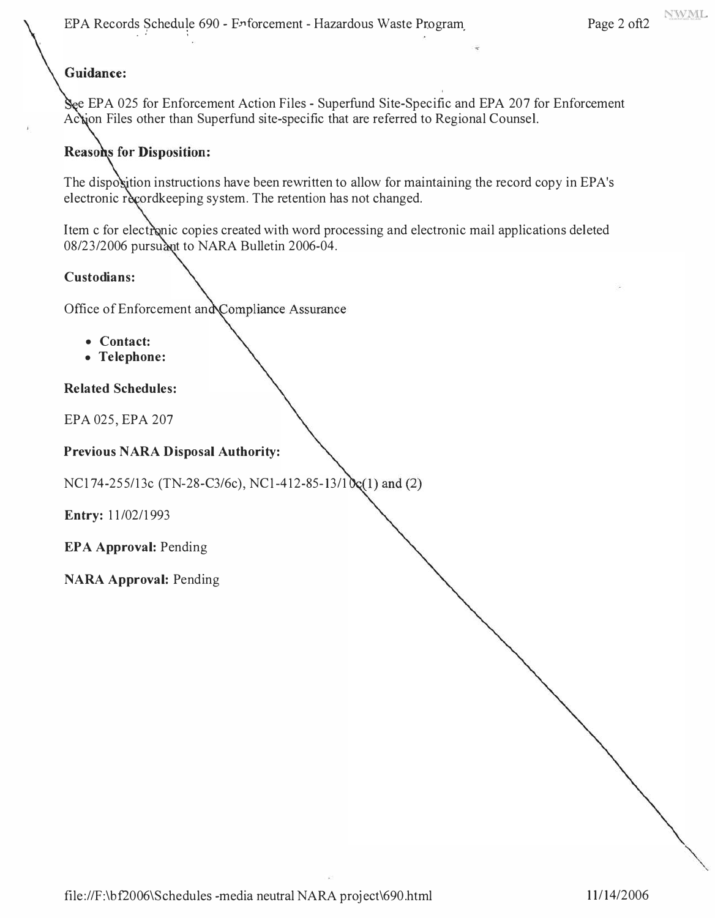**Guidance:**

See EPA 025 for Enforcement Action Files - Superfund Site-Specific and EPA 207 for Enforcement Action Files other than Superfund site-specific that are referred to Regional Counsel.

**Reasons for Disposition:**

The disposition instructions have been rewritten to allow for maintaining the record copy in EPA's electronic recordkeeping system. The retention has not changed.

Item c for electronic copies created with word processing and electronic mail applications deleted 08/23/2006 pursuant to NARA Bulletin 2006-04.

**Custodians:**

Office of Enforcement and Compliance Assurance

- **Contact:**
- **Telephone:**

**Related Schedules:**

EPA 025, EPA 207

**Previous NARA Disposal Authority:**

NC174-255/13c (TN-28-C3/6c), NC1-412-85-13/10c(1) and (2)

**Entry:** 11/02/1993

**EPA Approval:** Pending

**NARA Approval:** Pending